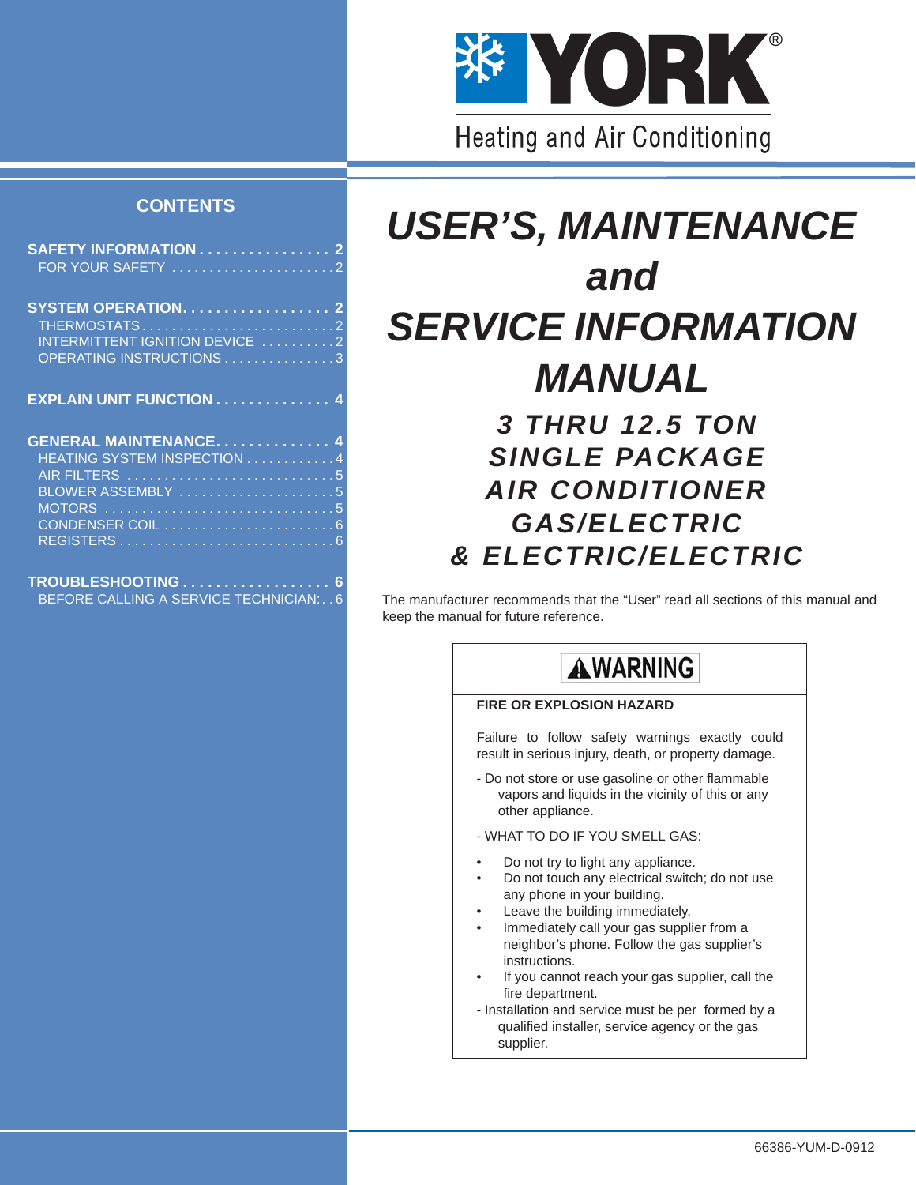YORK®

Heating and Air Conditioning

## CONTENTS

**SAFETY INFORMATION . . . . . . . . . . . . . . . . 2**
FOR YOUR SAFETY . . . . . . . . . . . . . . . . . . . . . 2

**SYSTEM OPERATION. . . . . . . . . . . . . . . . . . 2**
THERMOSTATS . . . . . . . . . . . . . . . . . . . . . . . . . 2
INTERMITTENT IGNITION DEVICE . . . . . . . . . . 2
OPERATING INSTRUCTIONS . . . . . . . . . . . . . . . 3

**EXPLAIN UNIT FUNCTION . . . . . . . . . . . . . . 4**

**GENERAL MAINTENANCE. . . . . . . . . . . . . . 4**
HEATING SYSTEM INSPECTION . . . . . . . . . . . . 4
AIR FILTERS . . . . . . . . . . . . . . . . . . . . . . . . . . . 5
BLOWER ASSEMBLY . . . . . . . . . . . . . . . . . . . . . 5
MOTORS . . . . . . . . . . . . . . . . . . . . . . . . . . . . . . 5
CONDENSER COIL . . . . . . . . . . . . . . . . . . . . . . . 6
REGISTERS . . . . . . . . . . . . . . . . . . . . . . . . . . . . 6

**TROUBLESHOOTING . . . . . . . . . . . . . . . . . . 6**
BEFORE CALLING A SERVICE TECHNICIAN: . . 6

# *USER'S, MAINTENANCE and SERVICE INFORMATION MANUAL*

## *3 THRU 12.5 TON SINGLE PACKAGE AIR CONDITIONER GAS/ELECTRIC & ELECTRIC/ELECTRIC*

The manufacturer recommends that the "User" read all sections of this manual and keep the manual for future reference.

> **⚠WARNING**
>
> **FIRE OR EXPLOSION HAZARD**
>
> Failure to follow safety warnings exactly could result in serious injury, death, or property damage.
>
> - Do not store or use gasoline or other flammable vapors and liquids in the vicinity of this or any other appliance.
>
> - WHAT TO DO IF YOU SMELL GAS:
>
> - Do not try to light any appliance.
> - Do not touch any electrical switch; do not use any phone in your building.
> - Leave the building immediately.
> - Immediately call your gas supplier from a neighbor's phone. Follow the gas supplier's instructions.
> - If you cannot reach your gas supplier, call the fire department.
>
> - Installation and service must be per formed by a qualified installer, service agency or the gas supplier.

66386-YUM-D-0912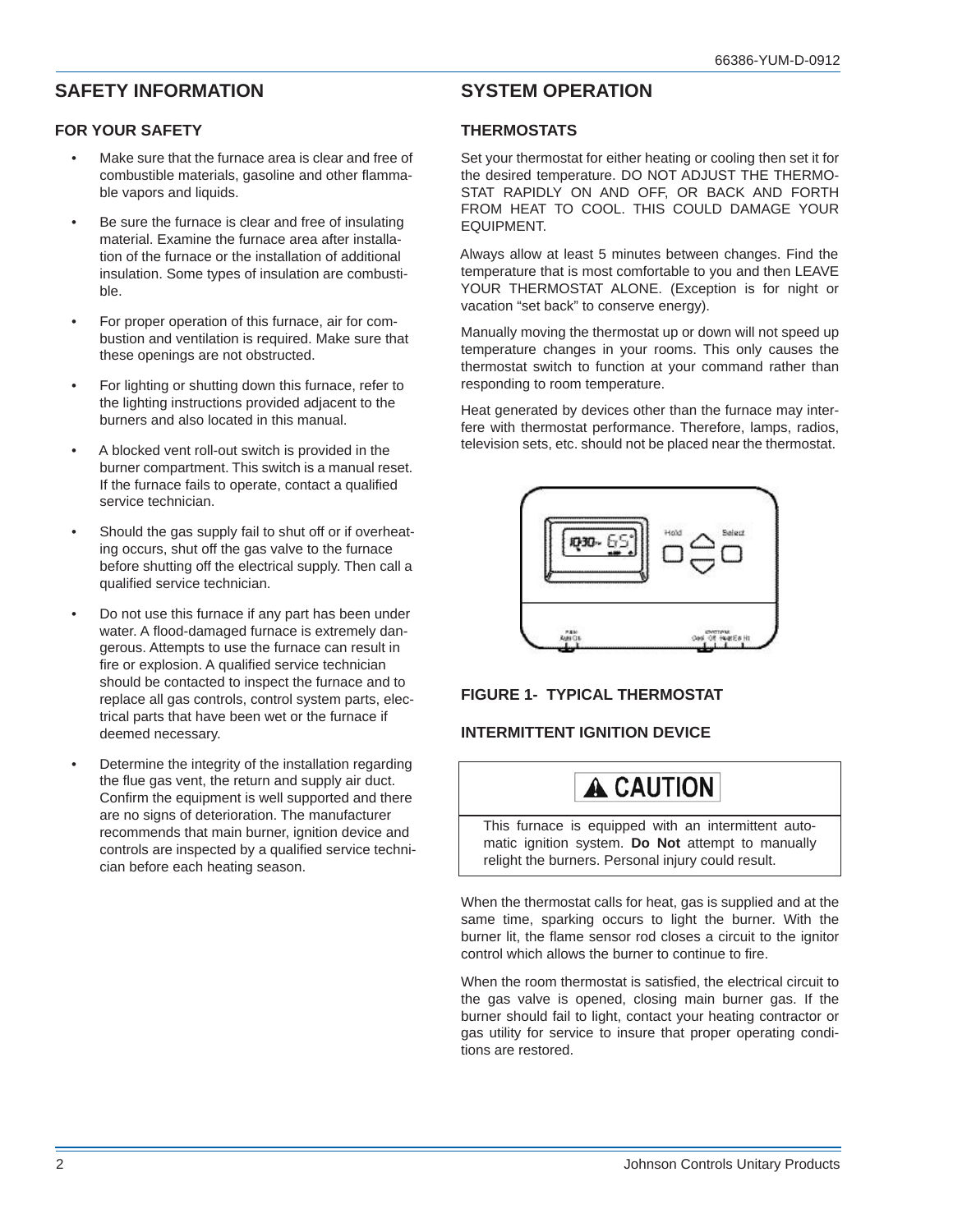## SAFETY INFORMATION

### FOR YOUR SAFETY

- Make sure that the furnace area is clear and free of combustible materials, gasoline and other flammable vapors and liquids.
- Be sure the furnace is clear and free of insulating material. Examine the furnace area after installation of the furnace or the installation of additional insulation. Some types of insulation are combustible.
- For proper operation of this furnace, air for combustion and ventilation is required. Make sure that these openings are not obstructed.
- For lighting or shutting down this furnace, refer to the lighting instructions provided adjacent to the burners and also located in this manual.
- A blocked vent roll-out switch is provided in the burner compartment. This switch is a manual reset. If the furnace fails to operate, contact a qualified service technician.
- Should the gas supply fail to shut off or if overheating occurs, shut off the gas valve to the furnace before shutting off the electrical supply. Then call a qualified service technician.
- Do not use this furnace if any part has been under water. A flood-damaged furnace is extremely dangerous. Attempts to use the furnace can result in fire or explosion. A qualified service technician should be contacted to inspect the furnace and to replace all gas controls, control system parts, electrical parts that have been wet or the furnace if deemed necessary.
- Determine the integrity of the installation regarding the flue gas vent, the return and supply air duct. Confirm the equipment is well supported and there are no signs of deterioration. The manufacturer recommends that main burner, ignition device and controls are inspected by a qualified service technician before each heating season.

## SYSTEM OPERATION

### THERMOSTATS

Set your thermostat for either heating or cooling then set it for the desired temperature. DO NOT ADJUST THE THERMOSTAT RAPIDLY ON AND OFF, OR BACK AND FORTH FROM HEAT TO COOL. THIS COULD DAMAGE YOUR EQUIPMENT.

Always allow at least 5 minutes between changes. Find the temperature that is most comfortable to you and then LEAVE YOUR THERMOSTAT ALONE. (Exception is for night or vacation "set back" to conserve energy).

Manually moving the thermostat up or down will not speed up temperature changes in your rooms. This only causes the thermostat switch to function at your command rather than responding to room temperature.

Heat generated by devices other than the furnace may interfere with thermostat performance. Therefore, lamps, radios, television sets, etc. should not be placed near the thermostat.

**FIGURE 1- TYPICAL THERMOSTAT**

### INTERMITTENT IGNITION DEVICE

> **⚠ CAUTION**
>
> This furnace is equipped with an intermittent automatic ignition system. **Do Not** attempt to manually relight the burners. Personal injury could result.

When the thermostat calls for heat, gas is supplied and at the same time, sparking occurs to light the burner. With the burner lit, the flame sensor rod closes a circuit to the ignitor control which allows the burner to continue to fire.

When the room thermostat is satisfied, the electrical circuit to the gas valve is opened, closing main burner gas. If the burner should fail to light, contact your heating contractor or gas utility for service to insure that proper operating conditions are restored.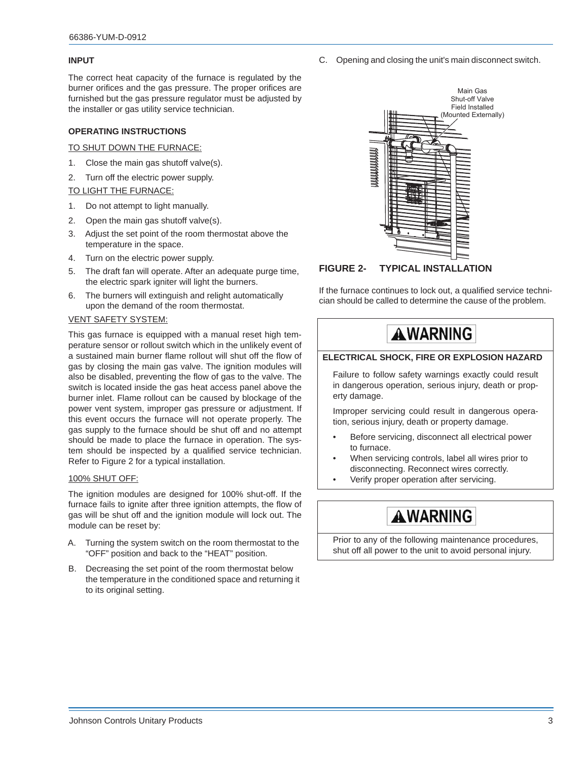### INPUT

The correct heat capacity of the furnace is regulated by the burner orifices and the gas pressure. The proper orifices are furnished but the gas pressure regulator must be adjusted by the installer or gas utility service technician.

### OPERATING INSTRUCTIONS

TO SHUT DOWN THE FURNACE:

1. Close the main gas shutoff valve(s).
2. Turn off the electric power supply.

TO LIGHT THE FURNACE:

1. Do not attempt to light manually.
2. Open the main gas shutoff valve(s).
3. Adjust the set point of the room thermostat above the temperature in the space.
4. Turn on the electric power supply.
5. The draft fan will operate. After an adequate purge time, the electric spark igniter will light the burners.
6. The burners will extinguish and relight automatically upon the demand of the room thermostat.

VENT SAFETY SYSTEM:

This gas furnace is equipped with a manual reset high temperature sensor or rollout switch which in the unlikely event of a sustained main burner flame rollout will shut off the flow of gas by closing the main gas valve. The ignition modules will also be disabled, preventing the flow of gas to the valve. The switch is located inside the gas heat access panel above the burner inlet. Flame rollout can be caused by blockage of the power vent system, improper gas pressure or adjustment. If this event occurs the furnace will not operate properly. The gas supply to the furnace should be shut off and no attempt should be made to place the furnace in operation. The system should be inspected by a qualified service technician. Refer to Figure 2 for a typical installation.

100% SHUT OFF:

The ignition modules are designed for 100% shut-off. If the furnace fails to ignite after three ignition attempts, the flow of gas will be shut off and the ignition module will lock out. The module can be reset by:

A. Turning the system switch on the room thermostat to the "OFF" position and back to the "HEAT" position.
B. Decreasing the set point of the room thermostat below the temperature in the conditioned space and returning it to its original setting.
C. Opening and closing the unit's main disconnect switch.

Main Gas Shut-off Valve Field Installed (Mounted Externally)

**FIGURE 2- TYPICAL INSTALLATION**

If the furnace continues to lock out, a qualified service technician should be called to determine the cause of the problem.

> **⚠WARNING**
>
> **ELECTRICAL SHOCK, FIRE OR EXPLOSION HAZARD**
>
> Failure to follow safety warnings exactly could result in dangerous operation, serious injury, death or property damage.
>
> Improper servicing could result in dangerous operation, serious injury, death or property damage.
>
> - Before servicing, disconnect all electrical power to furnace.
> - When servicing controls, label all wires prior to disconnecting. Reconnect wires correctly.
> - Verify proper operation after servicing.

> **⚠WARNING**
>
> Prior to any of the following maintenance procedures, shut off all power to the unit to avoid personal injury.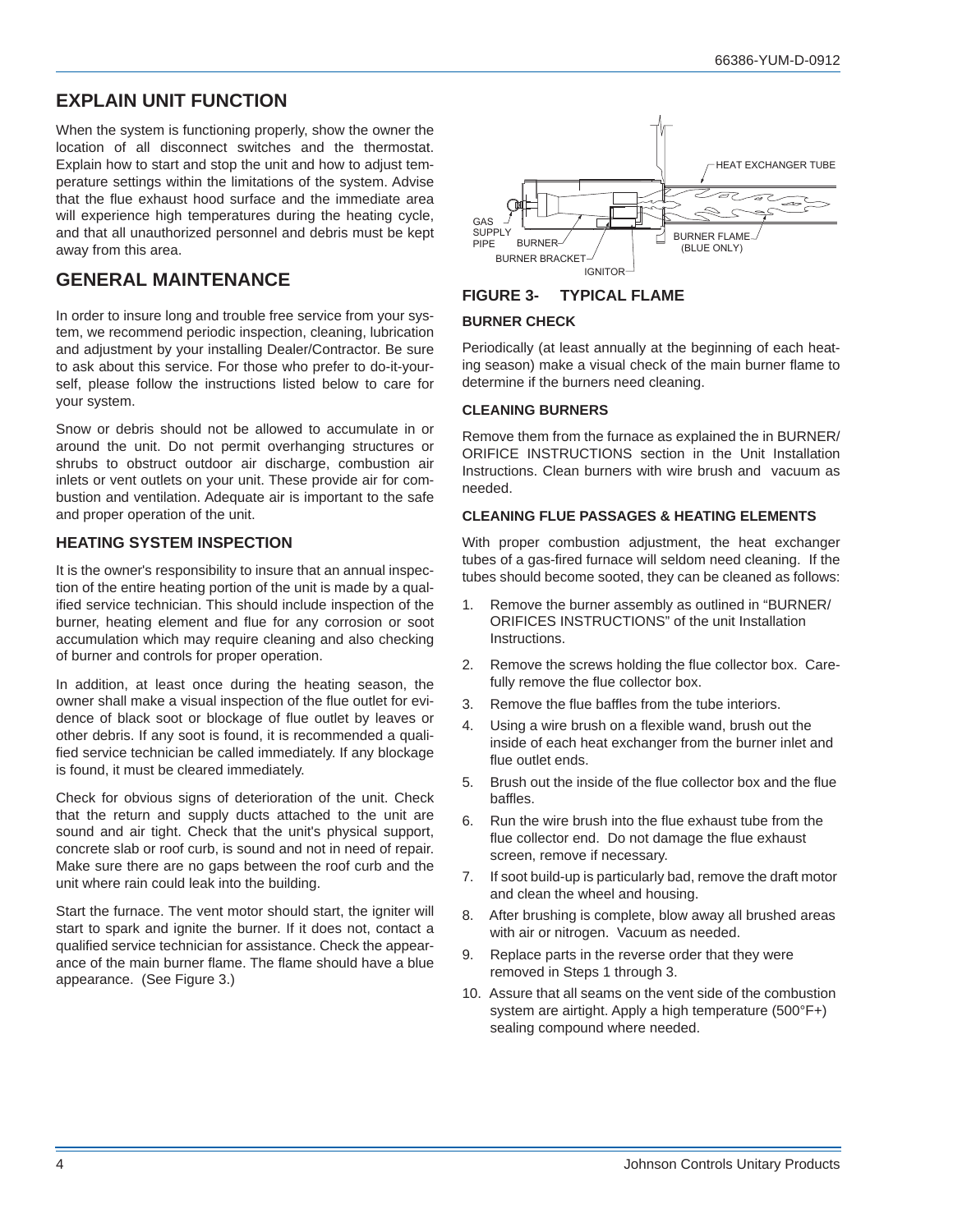## EXPLAIN UNIT FUNCTION

When the system is functioning properly, show the owner the location of all disconnect switches and the thermostat. Explain how to start and stop the unit and how to adjust temperature settings within the limitations of the system. Advise that the flue exhaust hood surface and the immediate area will experience high temperatures during the heating cycle, and that all unauthorized personnel and debris must be kept away from this area.

## GENERAL MAINTENANCE

In order to insure long and trouble free service from your system, we recommend periodic inspection, cleaning, lubrication and adjustment by your installing Dealer/Contractor. Be sure to ask about this service. For those who prefer to do-it-yourself, please follow the instructions listed below to care for your system.

Snow or debris should not be allowed to accumulate in or around the unit. Do not permit overhanging structures or shrubs to obstruct outdoor air discharge, combustion air inlets or vent outlets on your unit. These provide air for combustion and ventilation. Adequate air is important to the safe and proper operation of the unit.

### HEATING SYSTEM INSPECTION

It is the owner's responsibility to insure that an annual inspection of the entire heating portion of the unit is made by a qualified service technician. This should include inspection of the burner, heating element and flue for any corrosion or soot accumulation which may require cleaning and also checking of burner and controls for proper operation.

In addition, at least once during the heating season, the owner shall make a visual inspection of the flue outlet for evidence of black soot or blockage of flue outlet by leaves or other debris. If any soot is found, it is recommended a qualified service technician be called immediately. If any blockage is found, it must be cleared immediately.

Check for obvious signs of deterioration of the unit. Check that the return and supply ducts attached to the unit are sound and air tight. Check that the unit's physical support, concrete slab or roof curb, is sound and not in need of repair. Make sure there are no gaps between the roof curb and the unit where rain could leak into the building.

Start the furnace. The vent motor should start, the igniter will start to spark and ignite the burner. If it does not, contact a qualified service technician for assistance. Check the appearance of the main burner flame. The flame should have a blue appearance. (See Figure 3.)

HEAT EXCHANGER TUBE, GAS SUPPLY PIPE, BURNER, BURNER BRACKET, IGNITOR, BURNER FLAME (BLUE ONLY)

**FIGURE 3- TYPICAL FLAME**

### BURNER CHECK

Periodically (at least annually at the beginning of each heating season) make a visual check of the main burner flame to determine if the burners need cleaning.

### CLEANING BURNERS

Remove them from the furnace as explained the in BURNER/ORIFICE INSTRUCTIONS section in the Unit Installation Instructions. Clean burners with wire brush and vacuum as needed.

### CLEANING FLUE PASSAGES & HEATING ELEMENTS

With proper combustion adjustment, the heat exchanger tubes of a gas-fired furnace will seldom need cleaning. If the tubes should become sooted, they can be cleaned as follows:

1. Remove the burner assembly as outlined in "BURNER/ORIFICES INSTRUCTIONS" of the unit Installation Instructions.
2. Remove the screws holding the flue collector box. Carefully remove the flue collector box.
3. Remove the flue baffles from the tube interiors.
4. Using a wire brush on a flexible wand, brush out the inside of each heat exchanger from the burner inlet and flue outlet ends.
5. Brush out the inside of the flue collector box and the flue baffles.
6. Run the wire brush into the flue exhaust tube from the flue collector end. Do not damage the flue exhaust screen, remove if necessary.
7. If soot build-up is particularly bad, remove the draft motor and clean the wheel and housing.
8. After brushing is complete, blow away all brushed areas with air or nitrogen. Vacuum as needed.
9. Replace parts in the reverse order that they were removed in Steps 1 through 3.
10. Assure that all seams on the vent side of the combustion system are airtight. Apply a high temperature (500°F+) sealing compound where needed.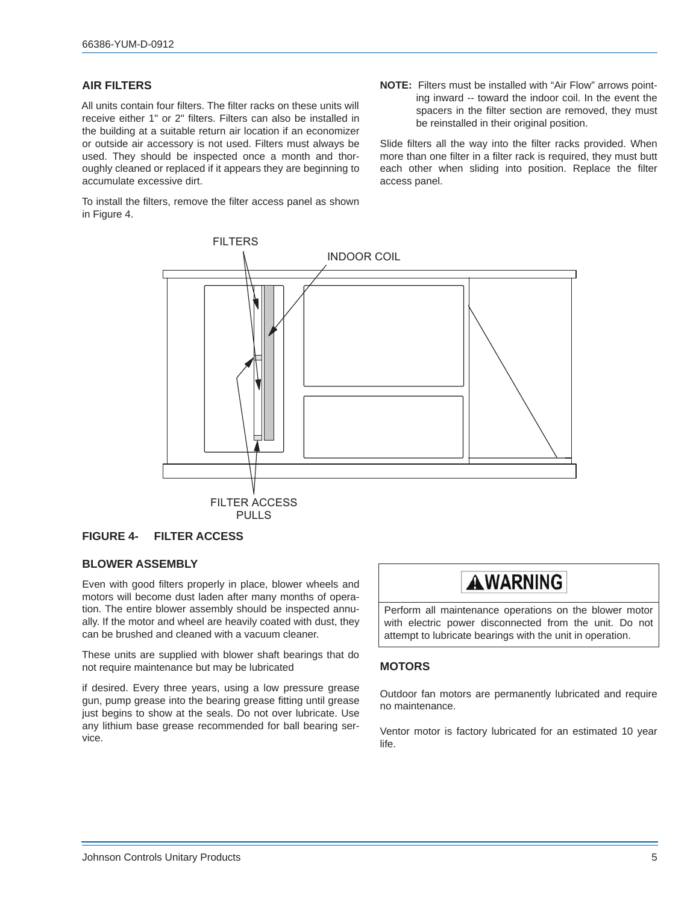## AIR FILTERS

All units contain four filters. The filter racks on these units will receive either 1" or 2" filters. Filters can also be installed in the building at a suitable return air location if an economizer or outside air accessory is not used. Filters must always be used. They should be inspected once a month and thoroughly cleaned or replaced if it appears they are beginning to accumulate excessive dirt.

To install the filters, remove the filter access panel as shown in Figure 4.

**NOTE:** Filters must be installed with "Air Flow" arrows pointing inward -- toward the indoor coil. In the event the spacers in the filter section are removed, they must be reinstalled in their original position.

Slide filters all the way into the filter racks provided. When more than one filter in a filter rack is required, they must butt each other when sliding into position. Replace the filter access panel.

FILTERS

INDOOR COIL

FILTER ACCESS PULLS

**FIGURE 4- FILTER ACCESS**

## BLOWER ASSEMBLY

Even with good filters properly in place, blower wheels and motors will become dust laden after many months of operation. The entire blower assembly should be inspected annually. If the motor and wheel are heavily coated with dust, they can be brushed and cleaned with a vacuum cleaner.

These units are supplied with blower shaft bearings that do not require maintenance but may be lubricated

if desired. Every three years, using a low pressure grease gun, pump grease into the bearing grease fitting until grease just begins to show at the seals. Do not over lubricate. Use any lithium base grease recommended for ball bearing service.

**⚠WARNING**

Perform all maintenance operations on the blower motor with electric power disconnected from the unit. Do not attempt to lubricate bearings with the unit in operation.

## MOTORS

Outdoor fan motors are permanently lubricated and require no maintenance.

Ventor motor is factory lubricated for an estimated 10 year life.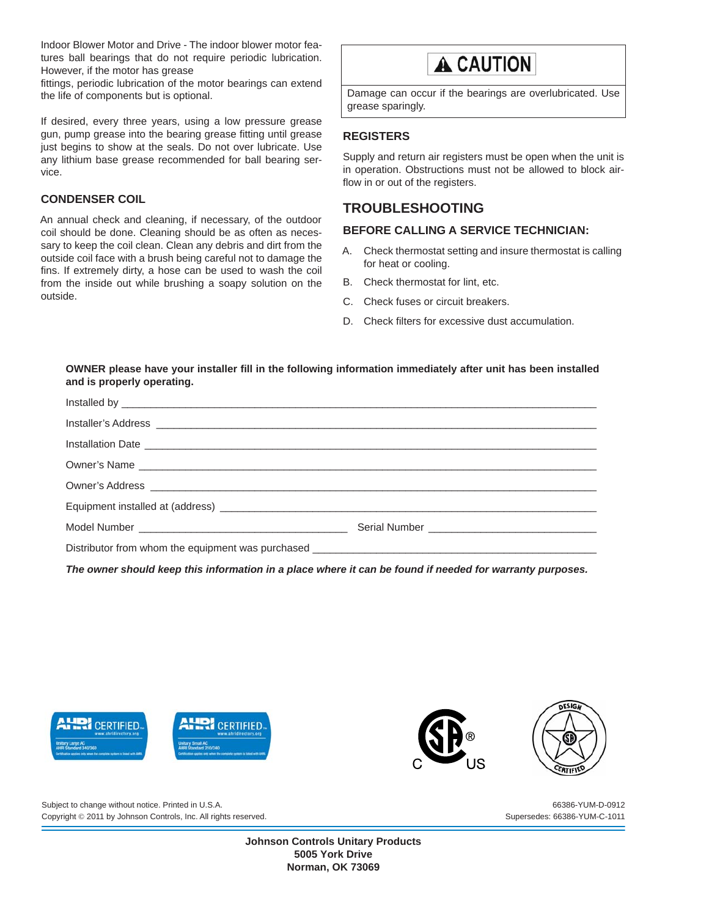Indoor Blower Motor and Drive - The indoor blower motor features ball bearings that do not require periodic lubrication. However, if the motor has grease
fittings, periodic lubrication of the motor bearings can extend the life of components but is optional.

If desired, every three years, using a low pressure grease gun, pump grease into the bearing grease fitting until grease just begins to show at the seals. Do not over lubricate. Use any lithium base grease recommended for ball bearing service.

## CONDENSER COIL

An annual check and cleaning, if necessary, of the outdoor coil should be done. Cleaning should be as often as necessary to keep the coil clean. Clean any debris and dirt from the outside coil face with a brush being careful not to damage the fins. If extremely dirty, a hose can be used to wash the coil from the inside out while brushing a soapy solution on the outside.

**⚠ CAUTION**

Damage can occur if the bearings are overlubricated. Use grease sparingly.

## REGISTERS

Supply and return air registers must be open when the unit is in operation. Obstructions must not be allowed to block airflow in or out of the registers.

# TROUBLESHOOTING

## BEFORE CALLING A SERVICE TECHNICIAN:

A. Check thermostat setting and insure thermostat is calling for heat or cooling.

B. Check thermostat for lint, etc.

C. Check fuses or circuit breakers.

D. Check filters for excessive dust accumulation.

**OWNER please have your installer fill in the following information immediately after unit has been installed and is properly operating.**

Installed by ____________________________________________

Installer's Address ____________________________________________

Installation Date ____________________________________________

Owner's Name ____________________________________________

Owner's Address ____________________________________________

Equipment installed at (address) ____________________________________________

Model Number ______________________ Serial Number ______________________

Distributor from whom the equipment was purchased ______________________

***The owner should keep this information in a place where it can be found if needed for warranty purposes.***

Subject to change without notice. Printed in U.S.A.
Copyright © 2011 by Johnson Controls, Inc. All rights reserved.

66386-YUM-D-0912
Supersedes: 66386-YUM-C-1011

**Johnson Controls Unitary Products**
**5005 York Drive**
**Norman, OK 73069**